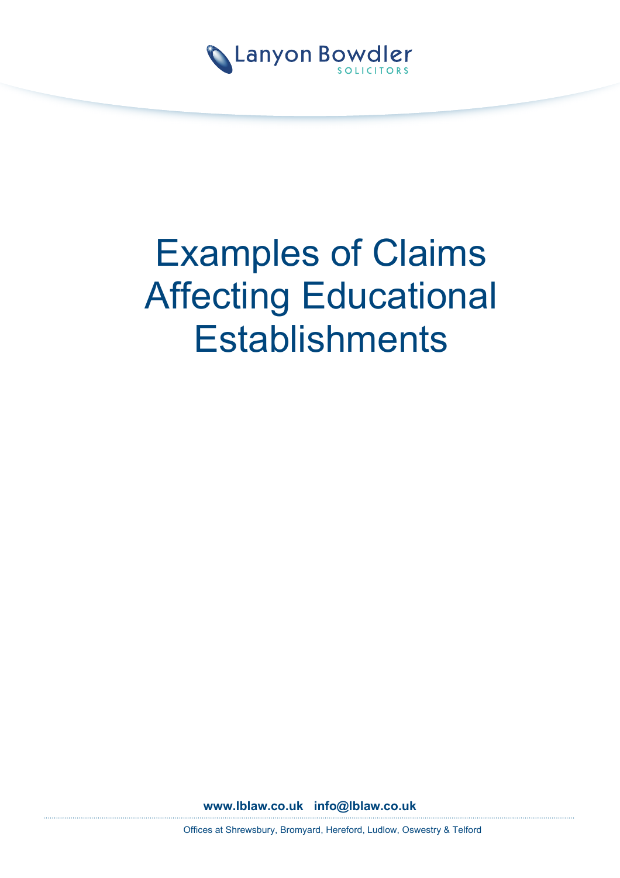Lanyon Bowdler

SOLICITORS

# Examples of Claims Affecting Educational Establishments

**www.lblaw.co.uk info@lblaw.co.uk**

Offices at Shrewsbury, Bromyard, Hereford, Ludlow, Oswestry & Telford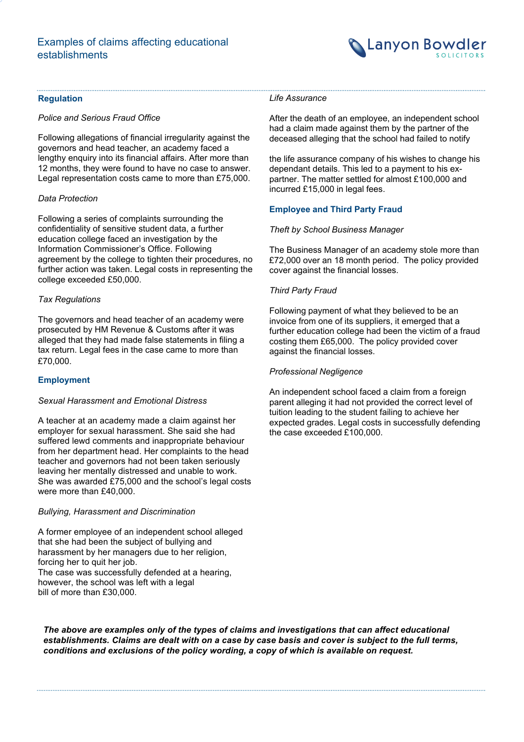# Examples of claims affecting educational establishments

Lanyon Bowdler SOLICITORS

## Regulation

*Police and Serious Fraud Office*

Following allegations of financial irregularity against the governors and head teacher, an academy faced a lengthy enquiry into its financial affairs. After more than 12 months, they were found to have no case to answer. Legal representation costs came to more than £75,000.

*Data Protection*

Following a series of complaints surrounding the confidentiality of sensitive student data, a further education college faced an investigation by the Information Commissioner's Office. Following agreement by the college to tighten their procedures, no further action was taken. Legal costs in representing the college exceeded £50,000.

*Tax Regulations*

The governors and head teacher of an academy were prosecuted by HM Revenue & Customs after it was alleged that they had made false statements in filing a tax return. Legal fees in the case came to more than £70,000.

## Employment

*Sexual Harassment and Emotional Distress*

A teacher at an academy made a claim against her employer for sexual harassment. She said she had suffered lewd comments and inappropriate behaviour from her department head. Her complaints to the head teacher and governors had not been taken seriously leaving her mentally distressed and unable to work. She was awarded £75,000 and the school's legal costs were more than £40,000.

*Bullying, Harassment and Discrimination*

A former employee of an independent school alleged that she had been the subject of bullying and harassment by her managers due to her religion, forcing her to quit her job.
The case was successfully defended at a hearing, however, the school was left with a legal bill of more than £30,000.

*Life Assurance*

After the death of an employee, an independent school had a claim made against them by the partner of the deceased alleging that the school had failed to notify the life assurance company of his wishes to change his dependant details. This led to a payment to his ex-partner. The matter settled for almost £100,000 and incurred £15,000 in legal fees.

## Employee and Third Party Fraud

*Theft by School Business Manager*

The Business Manager of an academy stole more than £72,000 over an 18 month period. The policy provided cover against the financial losses.

*Third Party Fraud*

Following payment of what they believed to be an invoice from one of its suppliers, it emerged that a further education college had been the victim of a fraud costing them £65,000. The policy provided cover against the financial losses.

*Professional Negligence*

An independent school faced a claim from a foreign parent alleging it had not provided the correct level of tuition leading to the student failing to achieve her expected grades. Legal costs in successfully defending the case exceeded £100,000.

***The above are examples only of the types of claims and investigations that can affect educational establishments. Claims are dealt with on a case by case basis and cover is subject to the full terms, conditions and exclusions of the policy wording, a copy of which is available on request.***